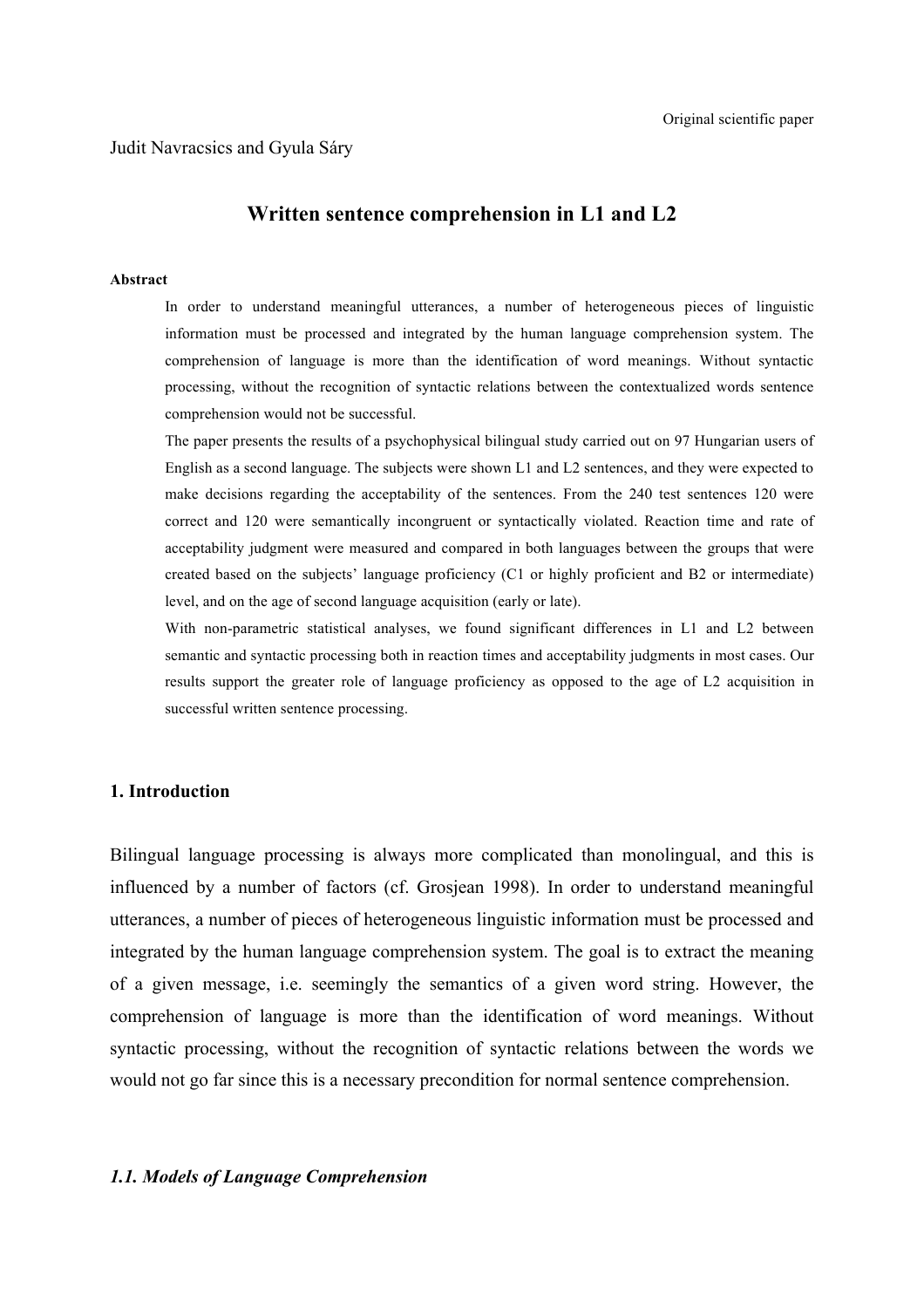Original scientific paper

Judit Navracsics and Gyula Sáry

# Written sentence comprehension in L1 and L2

**Abstract**

In order to understand meaningful utterances, a number of heterogeneous pieces of linguistic information must be processed and integrated by the human language comprehension system. The comprehension of language is more than the identification of word meanings. Without syntactic processing, without the recognition of syntactic relations between the contextualized words sentence comprehension would not be successful.

The paper presents the results of a psychophysical bilingual study carried out on 97 Hungarian users of English as a second language. The subjects were shown L1 and L2 sentences, and they were expected to make decisions regarding the acceptability of the sentences. From the 240 test sentences 120 were correct and 120 were semantically incongruent or syntactically violated. Reaction time and rate of acceptability judgment were measured and compared in both languages between the groups that were created based on the subjects' language proficiency (C1 or highly proficient and B2 or intermediate) level, and on the age of second language acquisition (early or late).

With non-parametric statistical analyses, we found significant differences in L1 and L2 between semantic and syntactic processing both in reaction times and acceptability judgments in most cases. Our results support the greater role of language proficiency as opposed to the age of L2 acquisition in successful written sentence processing.

## 1. Introduction

Bilingual language processing is always more complicated than monolingual, and this is influenced by a number of factors (cf. Grosjean 1998). In order to understand meaningful utterances, a number of pieces of heterogeneous linguistic information must be processed and integrated by the human language comprehension system. The goal is to extract the meaning of a given message, i.e. seemingly the semantics of a given word string. However, the comprehension of language is more than the identification of word meanings. Without syntactic processing, without the recognition of syntactic relations between the words we would not go far since this is a necessary precondition for normal sentence comprehension.

### *1.1. Models of Language Comprehension*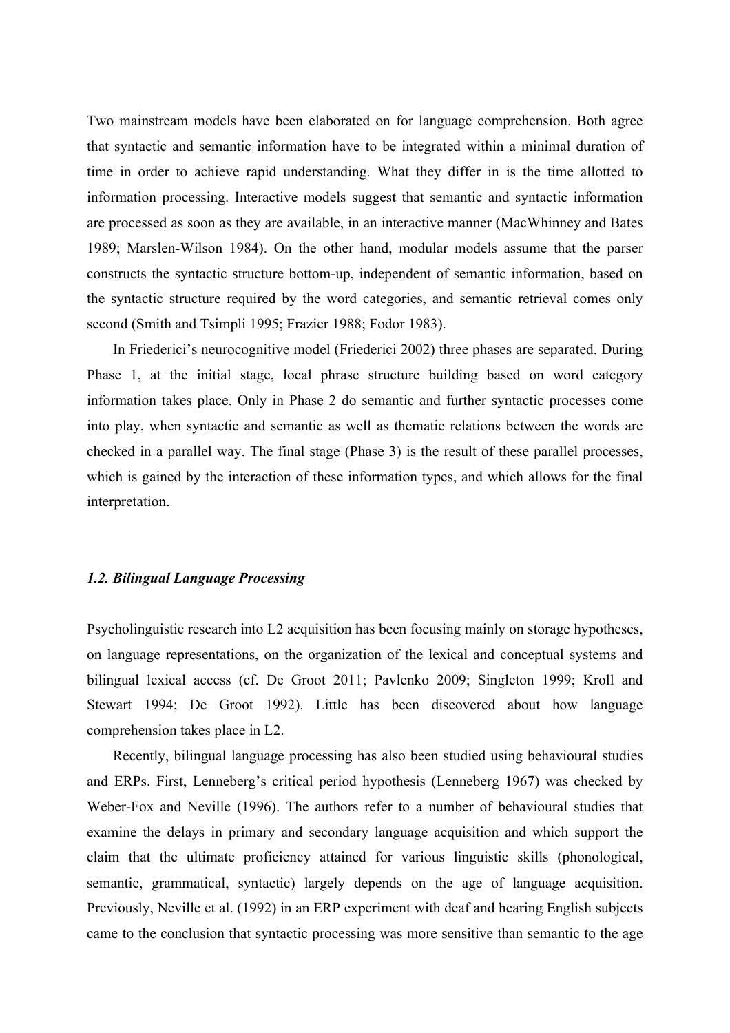Two mainstream models have been elaborated on for language comprehension. Both agree that syntactic and semantic information have to be integrated within a minimal duration of time in order to achieve rapid understanding. What they differ in is the time allotted to information processing. Interactive models suggest that semantic and syntactic information are processed as soon as they are available, in an interactive manner (MacWhinney and Bates 1989; Marslen-Wilson 1984). On the other hand, modular models assume that the parser constructs the syntactic structure bottom-up, independent of semantic information, based on the syntactic structure required by the word categories, and semantic retrieval comes only second (Smith and Tsimpli 1995; Frazier 1988; Fodor 1983).

In Friederici's neurocognitive model (Friederici 2002) three phases are separated. During Phase 1, at the initial stage, local phrase structure building based on word category information takes place. Only in Phase 2 do semantic and further syntactic processes come into play, when syntactic and semantic as well as thematic relations between the words are checked in a parallel way. The final stage (Phase 3) is the result of these parallel processes, which is gained by the interaction of these information types, and which allows for the final interpretation.

### *1.2. Bilingual Language Processing*

Psycholinguistic research into L2 acquisition has been focusing mainly on storage hypotheses, on language representations, on the organization of the lexical and conceptual systems and bilingual lexical access (cf. De Groot 2011; Pavlenko 2009; Singleton 1999; Kroll and Stewart 1994; De Groot 1992). Little has been discovered about how language comprehension takes place in L2.

Recently, bilingual language processing has also been studied using behavioural studies and ERPs. First, Lenneberg's critical period hypothesis (Lenneberg 1967) was checked by Weber-Fox and Neville (1996). The authors refer to a number of behavioural studies that examine the delays in primary and secondary language acquisition and which support the claim that the ultimate proficiency attained for various linguistic skills (phonological, semantic, grammatical, syntactic) largely depends on the age of language acquisition. Previously, Neville et al. (1992) in an ERP experiment with deaf and hearing English subjects came to the conclusion that syntactic processing was more sensitive than semantic to the age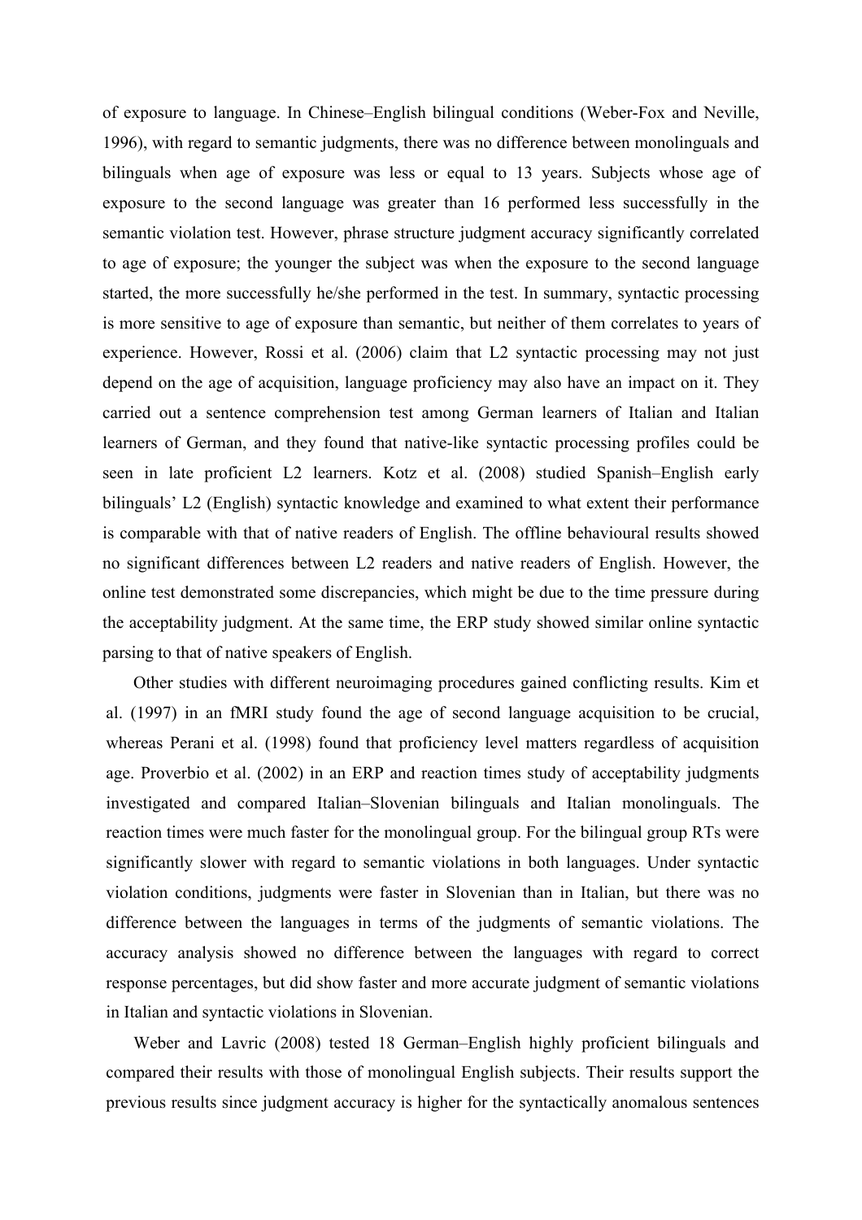of exposure to language. In Chinese–English bilingual conditions (Weber-Fox and Neville, 1996), with regard to semantic judgments, there was no difference between monolinguals and bilinguals when age of exposure was less or equal to 13 years. Subjects whose age of exposure to the second language was greater than 16 performed less successfully in the semantic violation test. However, phrase structure judgment accuracy significantly correlated to age of exposure; the younger the subject was when the exposure to the second language started, the more successfully he/she performed in the test. In summary, syntactic processing is more sensitive to age of exposure than semantic, but neither of them correlates to years of experience. However, Rossi et al. (2006) claim that L2 syntactic processing may not just depend on the age of acquisition, language proficiency may also have an impact on it. They carried out a sentence comprehension test among German learners of Italian and Italian learners of German, and they found that native-like syntactic processing profiles could be seen in late proficient L2 learners. Kotz et al. (2008) studied Spanish–English early bilinguals' L2 (English) syntactic knowledge and examined to what extent their performance is comparable with that of native readers of English. The offline behavioural results showed no significant differences between L2 readers and native readers of English. However, the online test demonstrated some discrepancies, which might be due to the time pressure during the acceptability judgment. At the same time, the ERP study showed similar online syntactic parsing to that of native speakers of English.

Other studies with different neuroimaging procedures gained conflicting results. Kim et al. (1997) in an fMRI study found the age of second language acquisition to be crucial, whereas Perani et al. (1998) found that proficiency level matters regardless of acquisition age. Proverbio et al. (2002) in an ERP and reaction times study of acceptability judgments investigated and compared Italian–Slovenian bilinguals and Italian monolinguals. The reaction times were much faster for the monolingual group. For the bilingual group RTs were significantly slower with regard to semantic violations in both languages. Under syntactic violation conditions, judgments were faster in Slovenian than in Italian, but there was no difference between the languages in terms of the judgments of semantic violations. The accuracy analysis showed no difference between the languages with regard to correct response percentages, but did show faster and more accurate judgment of semantic violations in Italian and syntactic violations in Slovenian.

Weber and Lavric (2008) tested 18 German–English highly proficient bilinguals and compared their results with those of monolingual English subjects. Their results support the previous results since judgment accuracy is higher for the syntactically anomalous sentences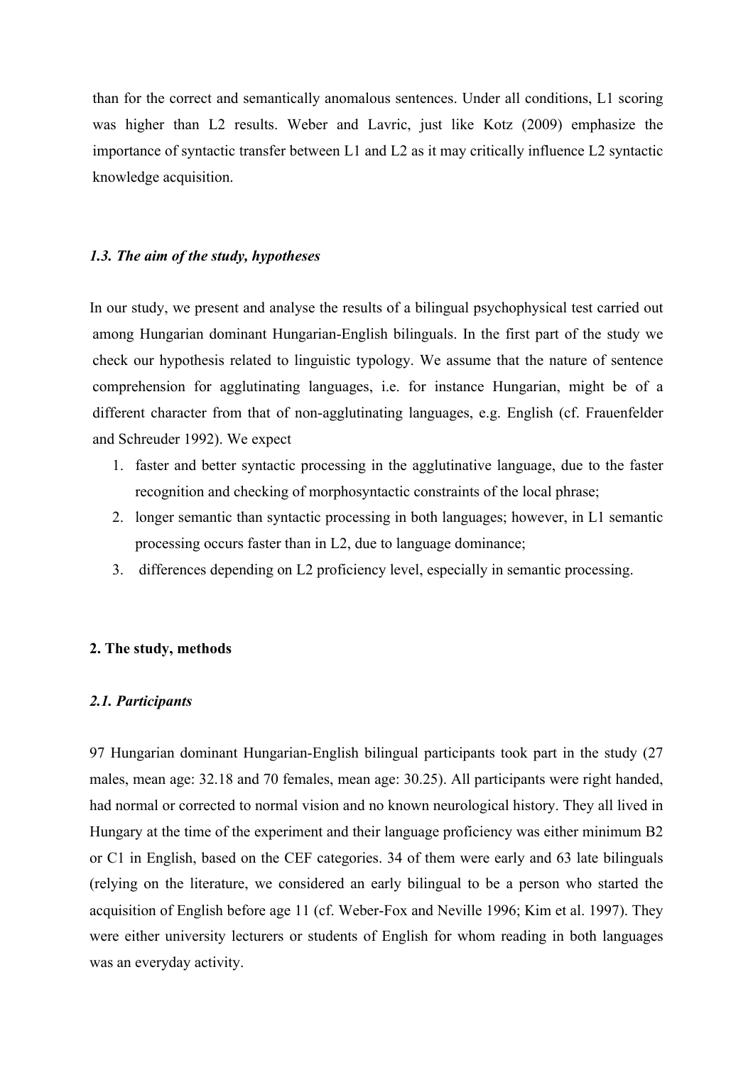than for the correct and semantically anomalous sentences. Under all conditions, L1 scoring was higher than L2 results. Weber and Lavric, just like Kotz (2009) emphasize the importance of syntactic transfer between L1 and L2 as it may critically influence L2 syntactic knowledge acquisition.

### *1.3. The aim of the study, hypotheses*

In our study, we present and analyse the results of a bilingual psychophysical test carried out among Hungarian dominant Hungarian-English bilinguals. In the first part of the study we check our hypothesis related to linguistic typology. We assume that the nature of sentence comprehension for agglutinating languages, i.e. for instance Hungarian, might be of a different character from that of non-agglutinating languages, e.g. English (cf. Frauenfelder and Schreuder 1992). We expect

1. faster and better syntactic processing in the agglutinative language, due to the faster recognition and checking of morphosyntactic constraints of the local phrase;
2. longer semantic than syntactic processing in both languages; however, in L1 semantic processing occurs faster than in L2, due to language dominance;
3. differences depending on L2 proficiency level, especially in semantic processing.

## 2. The study, methods

### *2.1. Participants*

97 Hungarian dominant Hungarian-English bilingual participants took part in the study (27 males, mean age: 32.18 and 70 females, mean age: 30.25). All participants were right handed, had normal or corrected to normal vision and no known neurological history. They all lived in Hungary at the time of the experiment and their language proficiency was either minimum B2 or C1 in English, based on the CEF categories. 34 of them were early and 63 late bilinguals (relying on the literature, we considered an early bilingual to be a person who started the acquisition of English before age 11 (cf. Weber-Fox and Neville 1996; Kim et al. 1997). They were either university lecturers or students of English for whom reading in both languages was an everyday activity.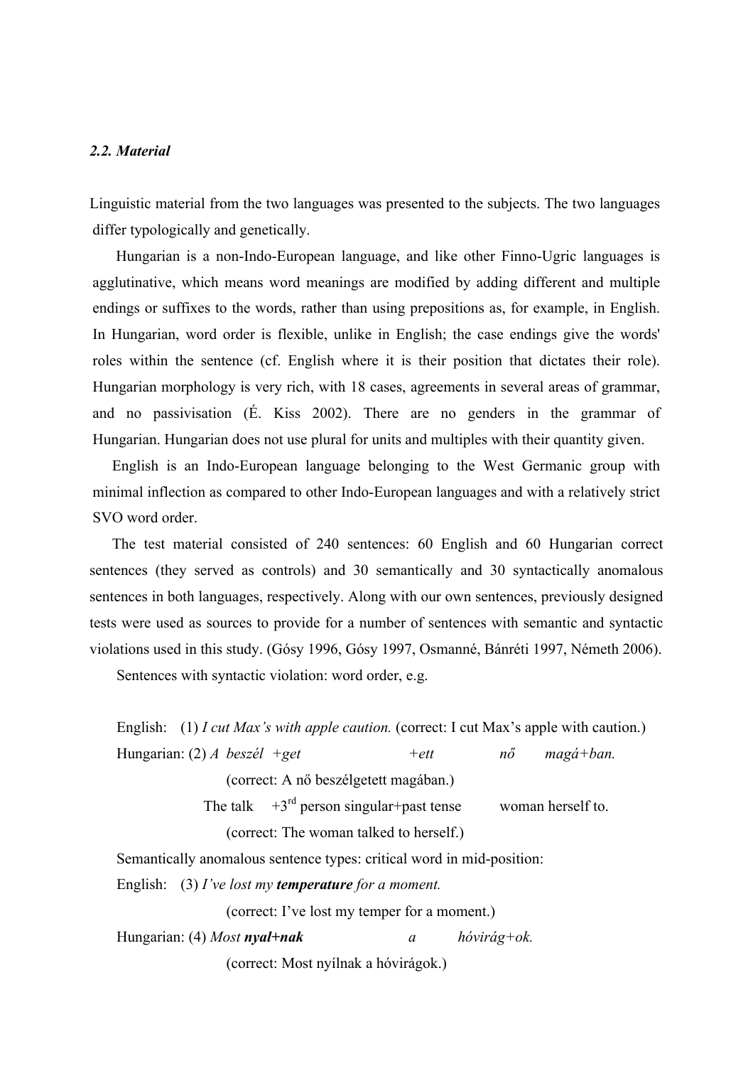### *2.2. Material*

Linguistic material from the two languages was presented to the subjects. The two languages differ typologically and genetically.

Hungarian is a non-Indo-European language, and like other Finno-Ugric languages is agglutinative, which means word meanings are modified by adding different and multiple endings or suffixes to the words, rather than using prepositions as, for example, in English. In Hungarian, word order is flexible, unlike in English; the case endings give the words' roles within the sentence (cf. English where it is their position that dictates their role). Hungarian morphology is very rich, with 18 cases, agreements in several areas of grammar, and no passivisation (É. Kiss 2002). There are no genders in the grammar of Hungarian. Hungarian does not use plural for units and multiples with their quantity given.

English is an Indo-European language belonging to the West Germanic group with minimal inflection as compared to other Indo-European languages and with a relatively strict SVO word order.

The test material consisted of 240 sentences: 60 English and 60 Hungarian correct sentences (they served as controls) and 30 semantically and 30 syntactically anomalous sentences in both languages, respectively. Along with our own sentences, previously designed tests were used as sources to provide for a number of sentences with semantic and syntactic violations used in this study. (Gósy 1996, Gósy 1997, Osmanné, Bánréti 1997, Németh 2006).

Sentences with syntactic violation: word order, e.g.

English: (1) *I cut Max's with apple caution.* (correct: I cut Max's apple with caution.)

Hungarian: (2) *A beszél +get +ett nő magá+ban.*

(correct: A nő beszélgetett magában.)

The talk +3rd person singular+past tense woman herself to.

(correct: The woman talked to herself.)

Semantically anomalous sentence types: critical word in mid-position:

English: (3) *I've lost my **temperature** for a moment.*

(correct: I've lost my temper for a moment.)

Hungarian: (4) *Most **nyal+nak** a hóvirág+ok.*

(correct: Most nyílnak a hóvirágok.)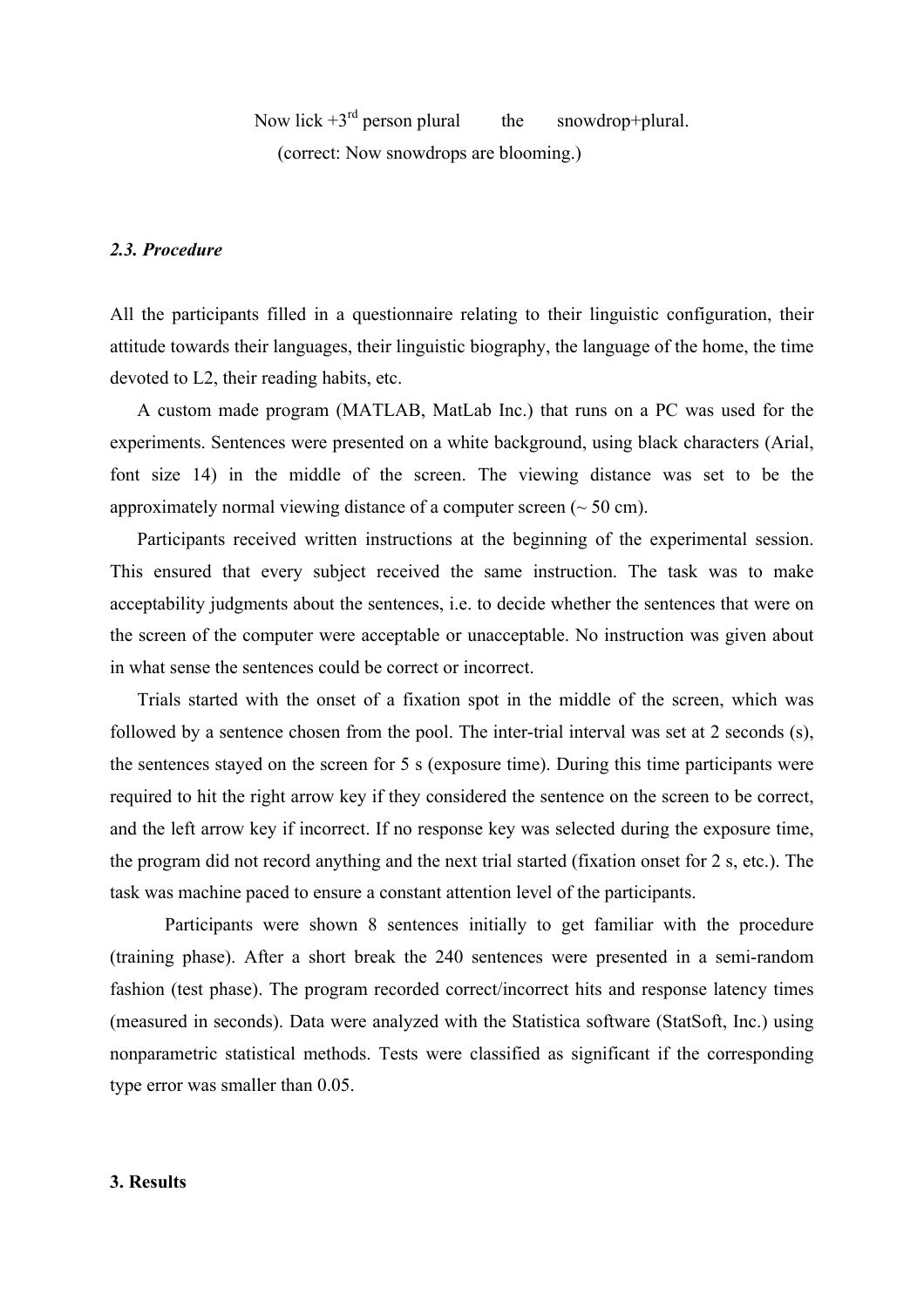Now lick +3rd person plural the snowdrop+plural.

(correct: Now snowdrops are blooming.)

### *2.3. Procedure*

All the participants filled in a questionnaire relating to their linguistic configuration, their attitude towards their languages, their linguistic biography, the language of the home, the time devoted to L2, their reading habits, etc.

A custom made program (MATLAB, MatLab Inc.) that runs on a PC was used for the experiments. Sentences were presented on a white background, using black characters (Arial, font size 14) in the middle of the screen. The viewing distance was set to be the approximately normal viewing distance of a computer screen (~ 50 cm).

Participants received written instructions at the beginning of the experimental session. This ensured that every subject received the same instruction. The task was to make acceptability judgments about the sentences, i.e. to decide whether the sentences that were on the screen of the computer were acceptable or unacceptable. No instruction was given about in what sense the sentences could be correct or incorrect.

Trials started with the onset of a fixation spot in the middle of the screen, which was followed by a sentence chosen from the pool. The inter-trial interval was set at 2 seconds (s), the sentences stayed on the screen for 5 s (exposure time). During this time participants were required to hit the right arrow key if they considered the sentence on the screen to be correct, and the left arrow key if incorrect. If no response key was selected during the exposure time, the program did not record anything and the next trial started (fixation onset for 2 s, etc.). The task was machine paced to ensure a constant attention level of the participants.

Participants were shown 8 sentences initially to get familiar with the procedure (training phase). After a short break the 240 sentences were presented in a semi-random fashion (test phase). The program recorded correct/incorrect hits and response latency times (measured in seconds). Data were analyzed with the Statistica software (StatSoft, Inc.) using nonparametric statistical methods. Tests were classified as significant if the corresponding type error was smaller than 0.05.

## **3. Results**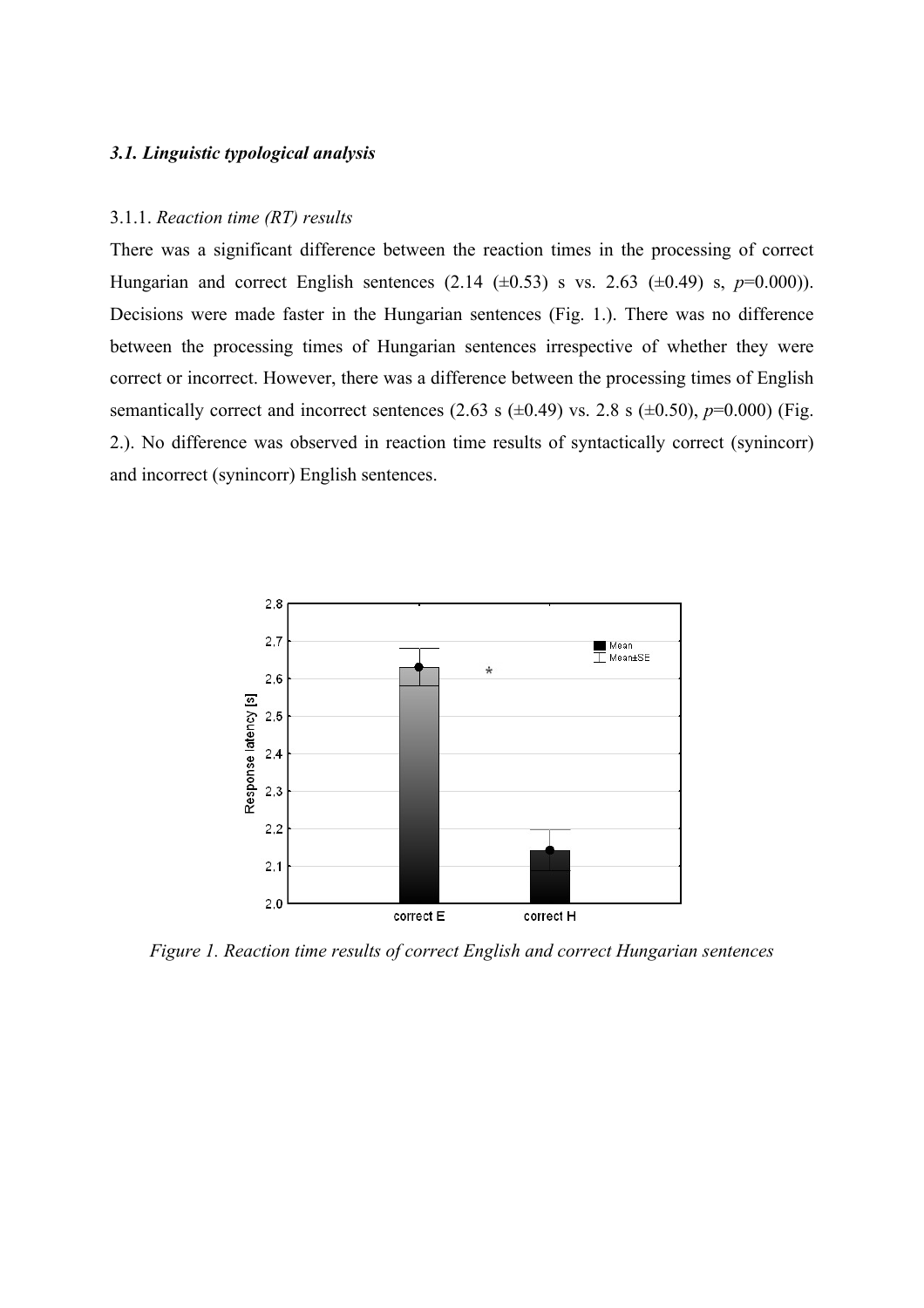### *3.1. Linguistic typological analysis*

3.1.1. *Reaction time (RT) results*

There was a significant difference between the reaction times in the processing of correct Hungarian and correct English sentences (2.14 (±0.53) s vs. 2.63 (±0.49) s, *p*=0.000)). Decisions were made faster in the Hungarian sentences (Fig. 1.). There was no difference between the processing times of Hungarian sentences irrespective of whether they were correct or incorrect. However, there was a difference between the processing times of English semantically correct and incorrect sentences (2.63 s (±0.49) vs. 2.8 s (±0.50), *p*=0.000) (Fig. 2.). No difference was observed in reaction time results of syntactically correct (synincorr) and incorrect (synincorr) English sentences.

*Figure 1. Reaction time results of correct English and correct Hungarian sentences*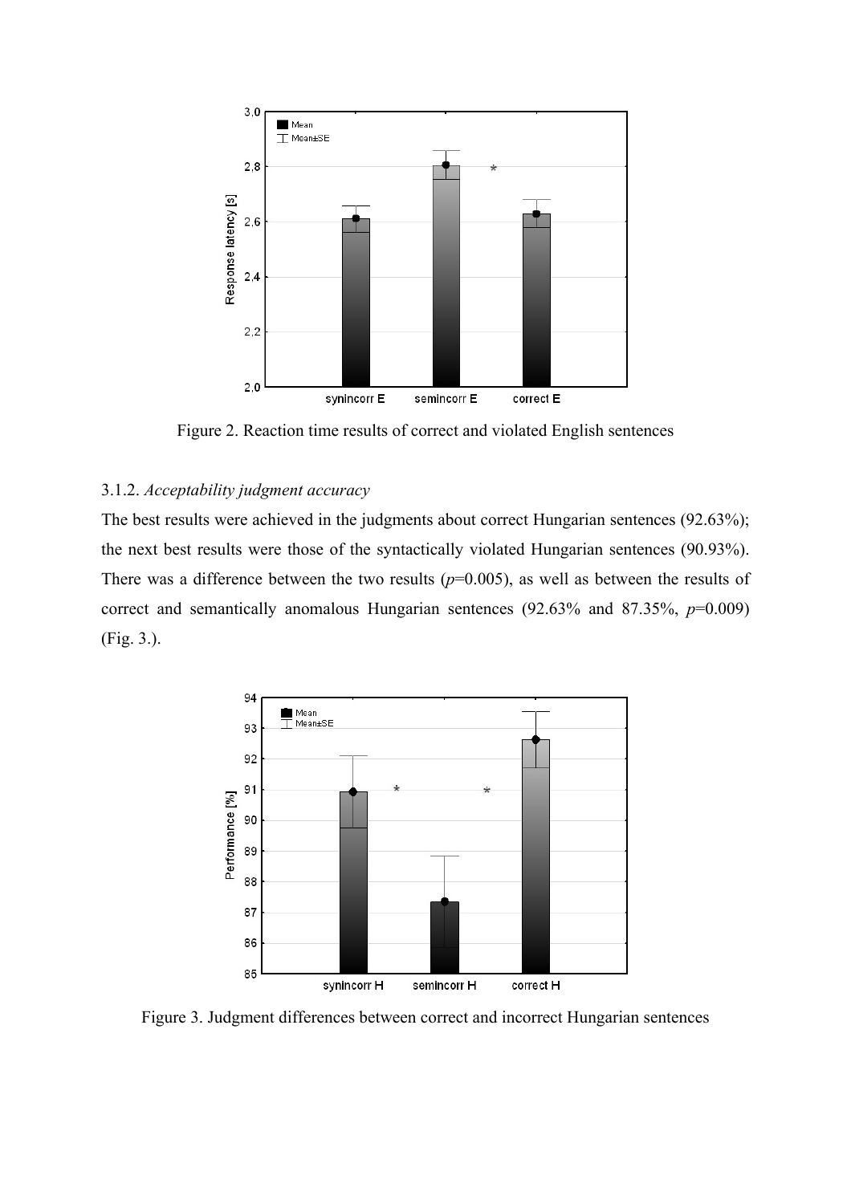Figure 2. Reaction time results of correct and violated English sentences

### 3.1.2. *Acceptability judgment accuracy*

The best results were achieved in the judgments about correct Hungarian sentences (92.63%); the next best results were those of the syntactically violated Hungarian sentences (90.93%). There was a difference between the two results ($p$=0.005), as well as between the results of correct and semantically anomalous Hungarian sentences (92.63% and 87.35%, $p$=0.009) (Fig. 3.).

Figure 3. Judgment differences between correct and incorrect Hungarian sentences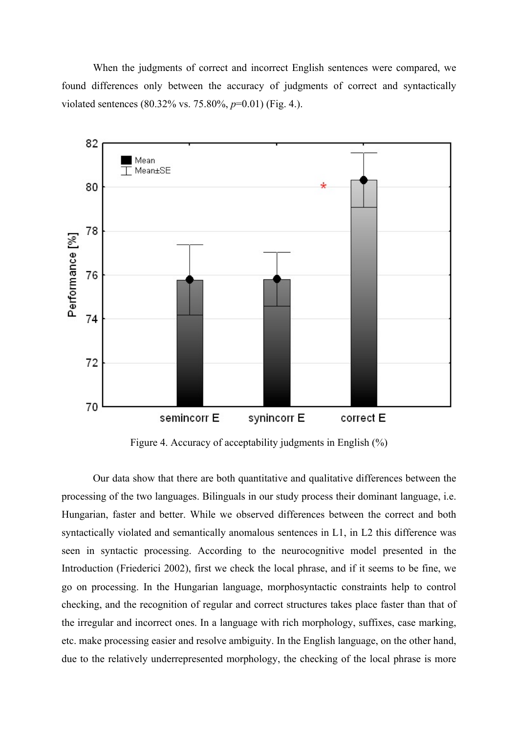When the judgments of correct and incorrect English sentences were compared, we found differences only between the accuracy of judgments of correct and syntactically violated sentences (80.32% vs. 75.80%, *p*=0.01) (Fig. 4.).

Figure 4. Accuracy of acceptability judgments in English (%)

Our data show that there are both quantitative and qualitative differences between the processing of the two languages. Bilinguals in our study process their dominant language, i.e. Hungarian, faster and better. While we observed differences between the correct and both syntactically violated and semantically anomalous sentences in L1, in L2 this difference was seen in syntactic processing. According to the neurocognitive model presented in the Introduction (Friederici 2002), first we check the local phrase, and if it seems to be fine, we go on processing. In the Hungarian language, morphosyntactic constraints help to control checking, and the recognition of regular and correct structures takes place faster than that of the irregular and incorrect ones. In a language with rich morphology, suffixes, case marking, etc. make processing easier and resolve ambiguity. In the English language, on the other hand, due to the relatively underrepresented morphology, the checking of the local phrase is more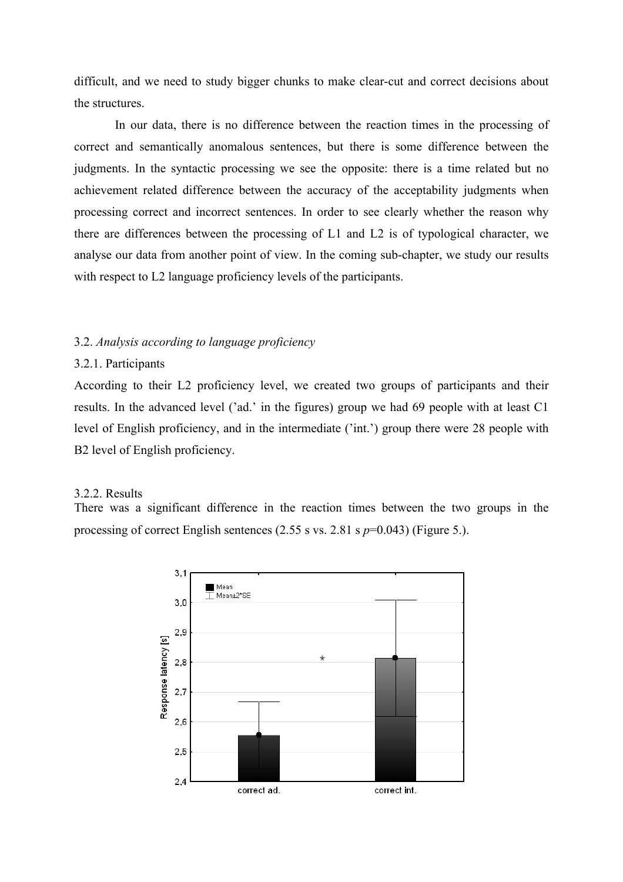difficult, and we need to study bigger chunks to make clear-cut and correct decisions about the structures.

In our data, there is no difference between the reaction times in the processing of correct and semantically anomalous sentences, but there is some difference between the judgments. In the syntactic processing we see the opposite: there is a time related but no achievement related difference between the accuracy of the acceptability judgments when processing correct and incorrect sentences. In order to see clearly whether the reason why there are differences between the processing of L1 and L2 is of typological character, we analyse our data from another point of view. In the coming sub-chapter, we study our results with respect to L2 language proficiency levels of the participants.

### 3.2. *Analysis according to language proficiency*

#### 3.2.1. Participants

According to their L2 proficiency level, we created two groups of participants and their results. In the advanced level ('ad.' in the figures) group we had 69 people with at least C1 level of English proficiency, and in the intermediate ('int.') group there were 28 people with B2 level of English proficiency.

#### 3.2.2. Results

There was a significant difference in the reaction times between the two groups in the processing of correct English sentences (2.55 s vs. 2.81 s $p$=0.043) (Figure 5.).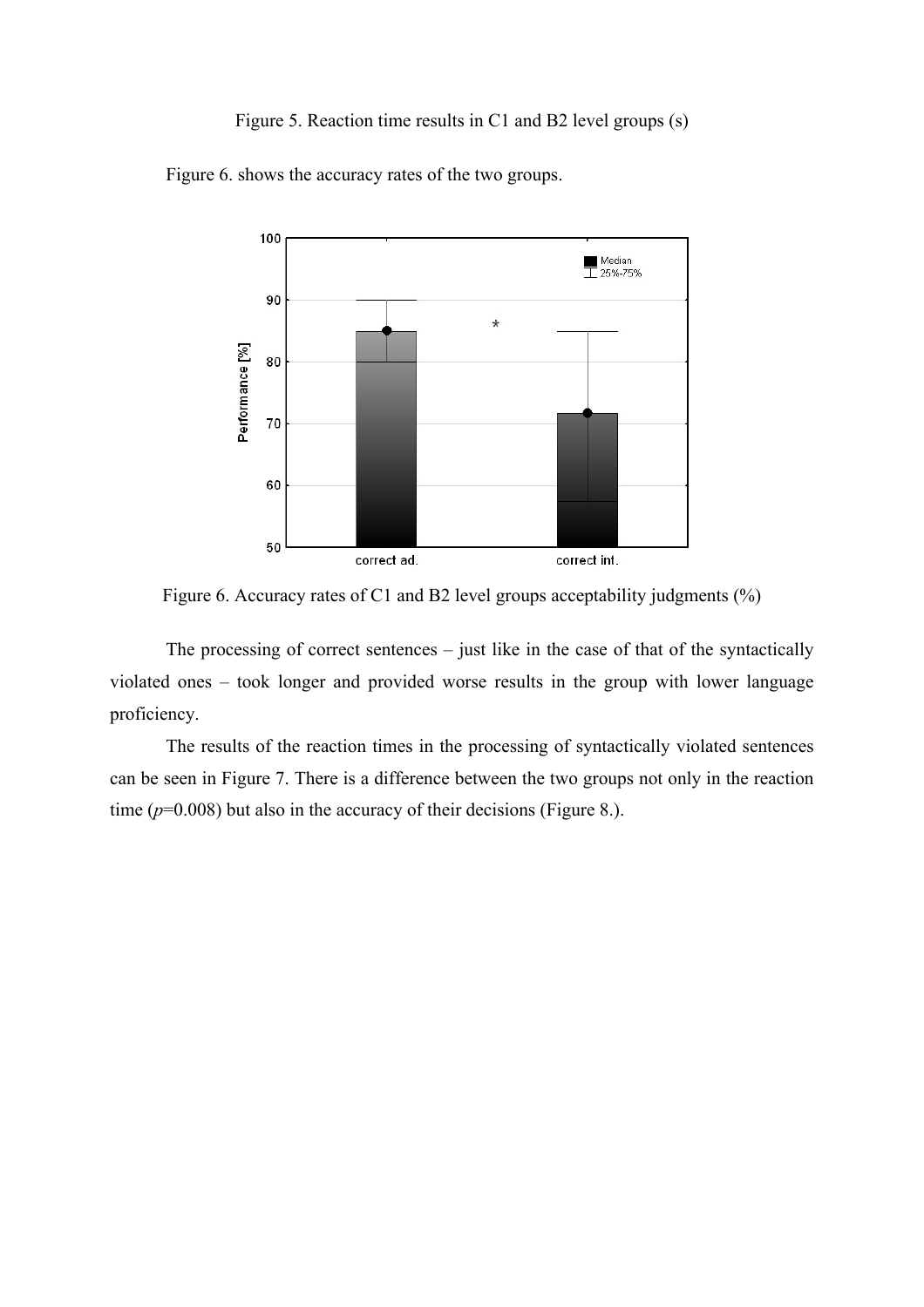Figure 5. Reaction time results in C1 and B2 level groups (s)

Figure 6. shows the accuracy rates of the two groups.

Figure 6. Accuracy rates of C1 and B2 level groups acceptability judgments (%)

The processing of correct sentences – just like in the case of that of the syntactically violated ones – took longer and provided worse results in the group with lower language proficiency.

The results of the reaction times in the processing of syntactically violated sentences can be seen in Figure 7. There is a difference between the two groups not only in the reaction time ($p$=0.008) but also in the accuracy of their decisions (Figure 8.).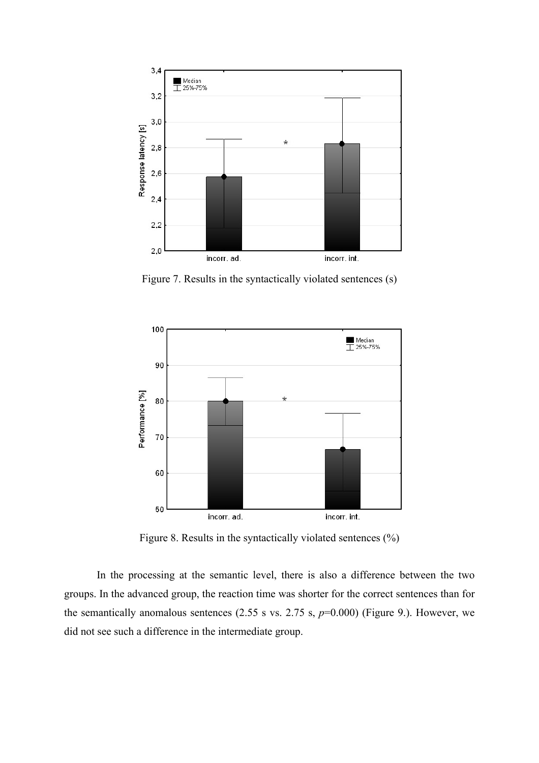Figure 7. Results in the syntactically violated sentences (s)

Figure 8. Results in the syntactically violated sentences (%)

In the processing at the semantic level, there is also a difference between the two groups. In the advanced group, the reaction time was shorter for the correct sentences than for the semantically anomalous sentences (2.55 s vs. 2.75 s, $p$=0.000) (Figure 9.). However, we did not see such a difference in the intermediate group.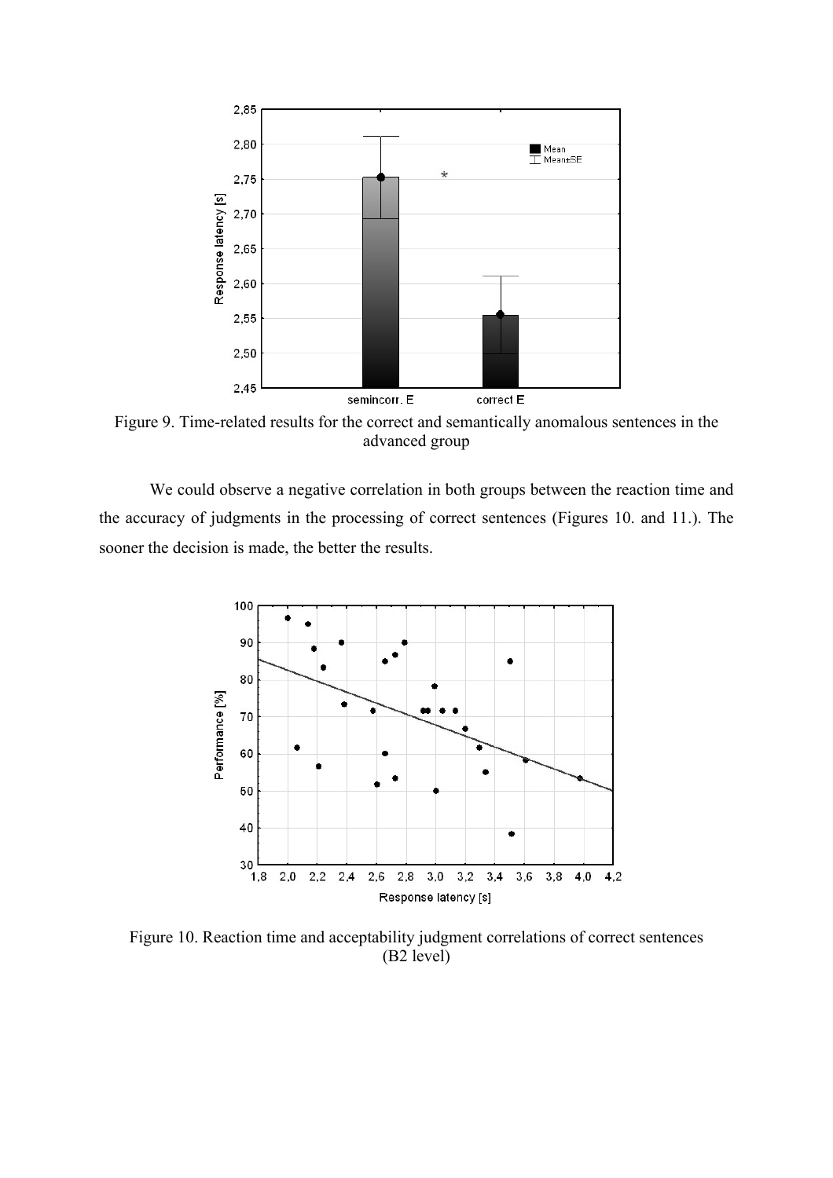Figure 9. Time-related results for the correct and semantically anomalous sentences in the advanced group

We could observe a negative correlation in both groups between the reaction time and the accuracy of judgments in the processing of correct sentences (Figures 10. and 11.). The sooner the decision is made, the better the results.

Figure 10. Reaction time and acceptability judgment correlations of correct sentences (B2 level)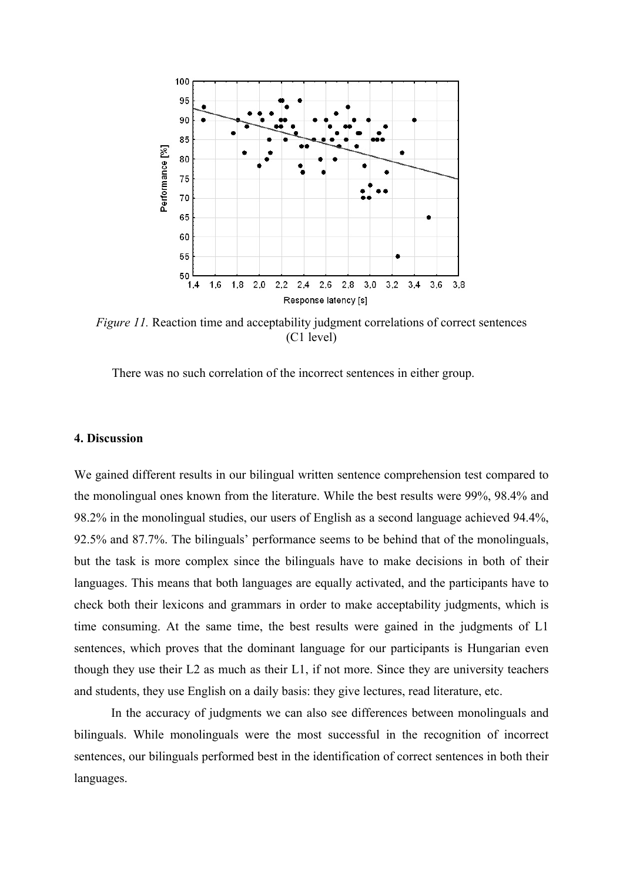*Figure 11.* Reaction time and acceptability judgment correlations of correct sentences (C1 level)

There was no such correlation of the incorrect sentences in either group.

## 4. Discussion

We gained different results in our bilingual written sentence comprehension test compared to the monolingual ones known from the literature. While the best results were 99%, 98.4% and 98.2% in the monolingual studies, our users of English as a second language achieved 94.4%, 92.5% and 87.7%. The bilinguals' performance seems to be behind that of the monolinguals, but the task is more complex since the bilinguals have to make decisions in both of their languages. This means that both languages are equally activated, and the participants have to check both their lexicons and grammars in order to make acceptability judgments, which is time consuming. At the same time, the best results were gained in the judgments of L1 sentences, which proves that the dominant language for our participants is Hungarian even though they use their L2 as much as their L1, if not more. Since they are university teachers and students, they use English on a daily basis: they give lectures, read literature, etc.

In the accuracy of judgments we can also see differences between monolinguals and bilinguals. While monolinguals were the most successful in the recognition of incorrect sentences, our bilinguals performed best in the identification of correct sentences in both their languages.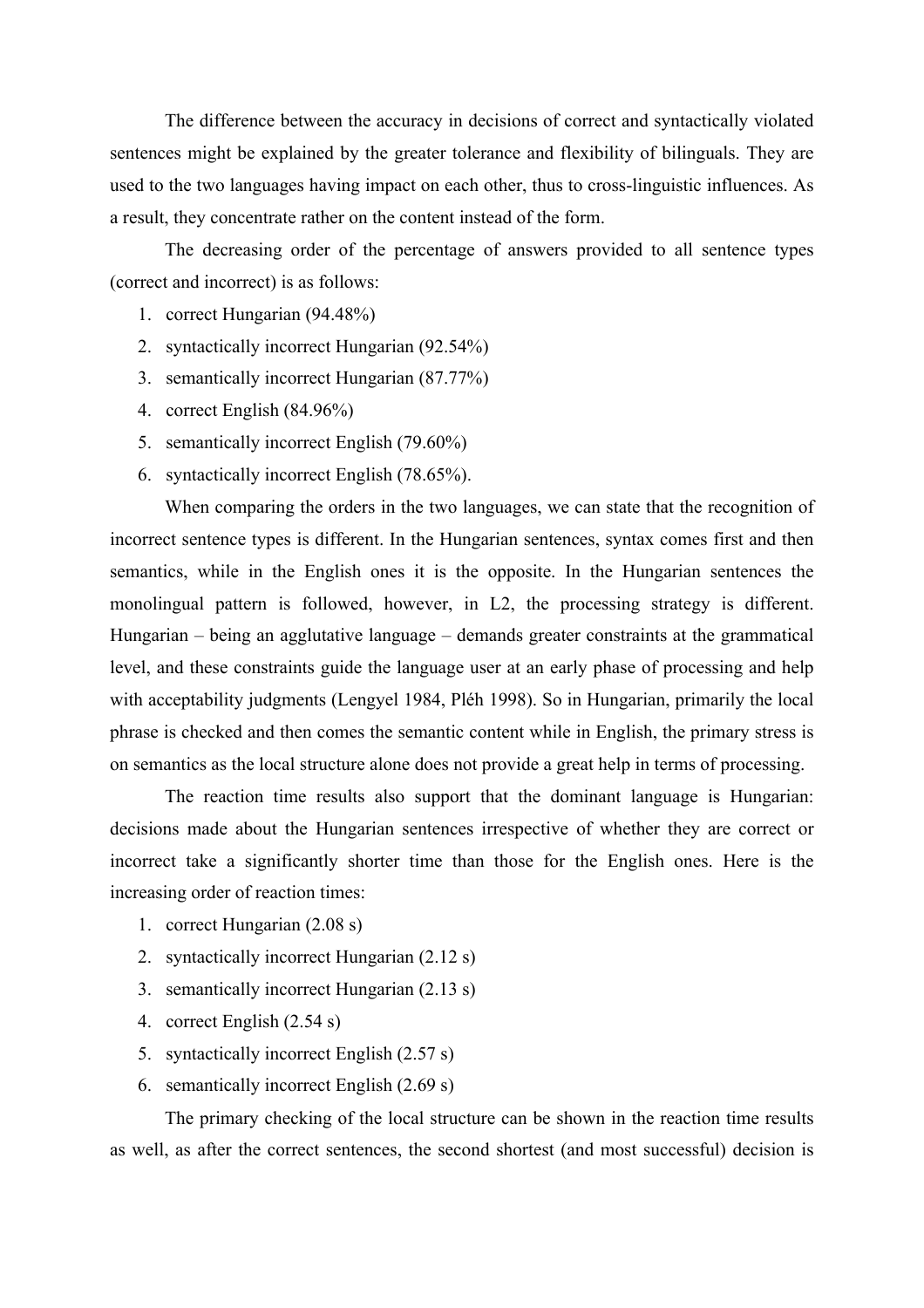The difference between the accuracy in decisions of correct and syntactically violated sentences might be explained by the greater tolerance and flexibility of bilinguals. They are used to the two languages having impact on each other, thus to cross-linguistic influences. As a result, they concentrate rather on the content instead of the form.

The decreasing order of the percentage of answers provided to all sentence types (correct and incorrect) is as follows:

1. correct Hungarian (94.48%)
2. syntactically incorrect Hungarian (92.54%)
3. semantically incorrect Hungarian (87.77%)
4. correct English (84.96%)
5. semantically incorrect English (79.60%)
6. syntactically incorrect English (78.65%).

When comparing the orders in the two languages, we can state that the recognition of incorrect sentence types is different. In the Hungarian sentences, syntax comes first and then semantics, while in the English ones it is the opposite. In the Hungarian sentences the monolingual pattern is followed, however, in L2, the processing strategy is different. Hungarian – being an agglutative language – demands greater constraints at the grammatical level, and these constraints guide the language user at an early phase of processing and help with acceptability judgments (Lengyel 1984, Pléh 1998). So in Hungarian, primarily the local phrase is checked and then comes the semantic content while in English, the primary stress is on semantics as the local structure alone does not provide a great help in terms of processing.

The reaction time results also support that the dominant language is Hungarian: decisions made about the Hungarian sentences irrespective of whether they are correct or incorrect take a significantly shorter time than those for the English ones. Here is the increasing order of reaction times:

1. correct Hungarian (2.08 s)
2. syntactically incorrect Hungarian (2.12 s)
3. semantically incorrect Hungarian (2.13 s)
4. correct English (2.54 s)
5. syntactically incorrect English (2.57 s)
6. semantically incorrect English (2.69 s)

The primary checking of the local structure can be shown in the reaction time results as well, as after the correct sentences, the second shortest (and most successful) decision is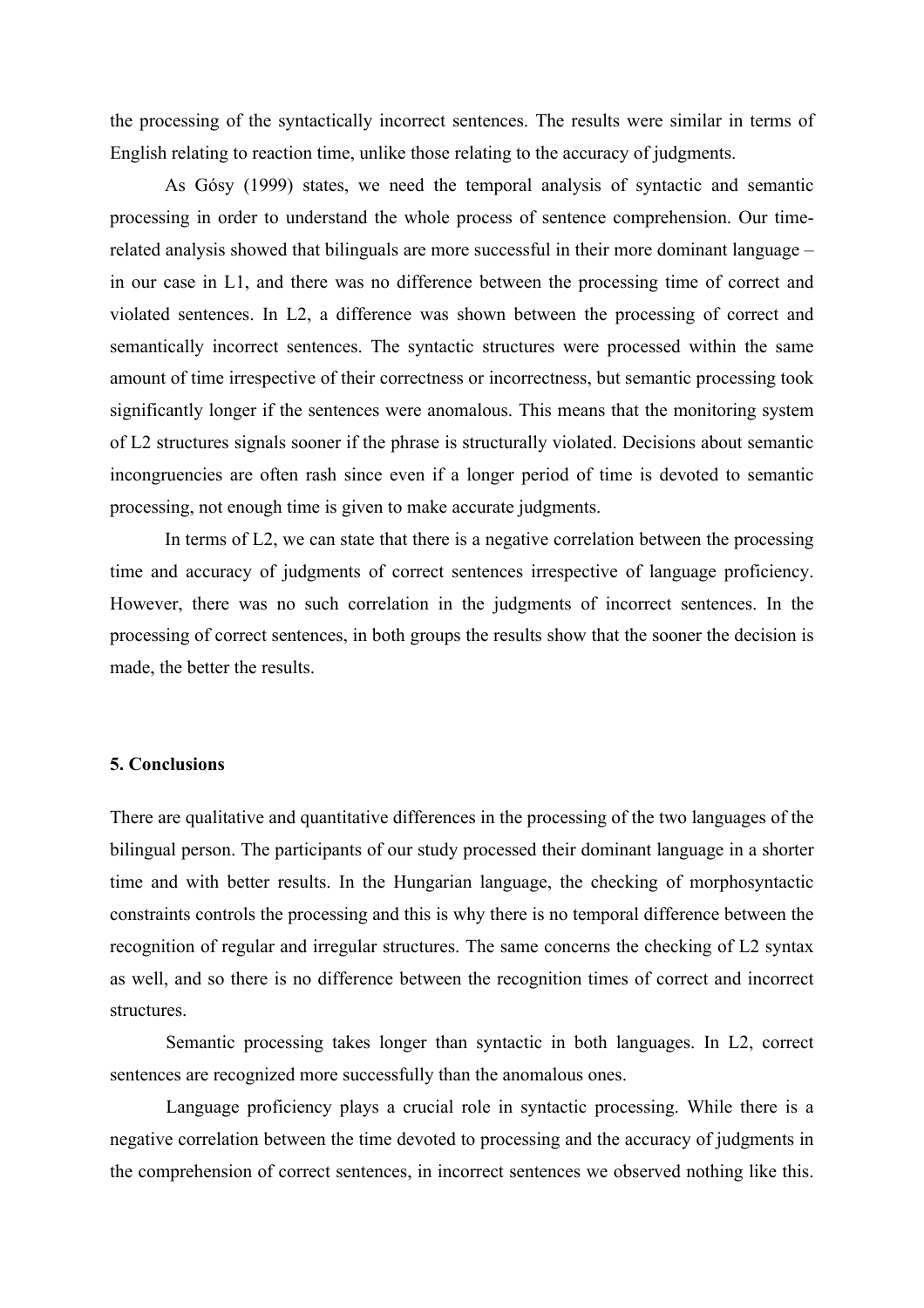the processing of the syntactically incorrect sentences. The results were similar in terms of English relating to reaction time, unlike those relating to the accuracy of judgments.

As Gósy (1999) states, we need the temporal analysis of syntactic and semantic processing in order to understand the whole process of sentence comprehension. Our time-related analysis showed that bilinguals are more successful in their more dominant language – in our case in L1, and there was no difference between the processing time of correct and violated sentences. In L2, a difference was shown between the processing of correct and semantically incorrect sentences. The syntactic structures were processed within the same amount of time irrespective of their correctness or incorrectness, but semantic processing took significantly longer if the sentences were anomalous. This means that the monitoring system of L2 structures signals sooner if the phrase is structurally violated. Decisions about semantic incongruencies are often rash since even if a longer period of time is devoted to semantic processing, not enough time is given to make accurate judgments.

In terms of L2, we can state that there is a negative correlation between the processing time and accuracy of judgments of correct sentences irrespective of language proficiency. However, there was no such correlation in the judgments of incorrect sentences. In the processing of correct sentences, in both groups the results show that the sooner the decision is made, the better the results.

## 5. Conclusions

There are qualitative and quantitative differences in the processing of the two languages of the bilingual person. The participants of our study processed their dominant language in a shorter time and with better results. In the Hungarian language, the checking of morphosyntactic constraints controls the processing and this is why there is no temporal difference between the recognition of regular and irregular structures. The same concerns the checking of L2 syntax as well, and so there is no difference between the recognition times of correct and incorrect structures.

Semantic processing takes longer than syntactic in both languages. In L2, correct sentences are recognized more successfully than the anomalous ones.

Language proficiency plays a crucial role in syntactic processing. While there is a negative correlation between the time devoted to processing and the accuracy of judgments in the comprehension of correct sentences, in incorrect sentences we observed nothing like this.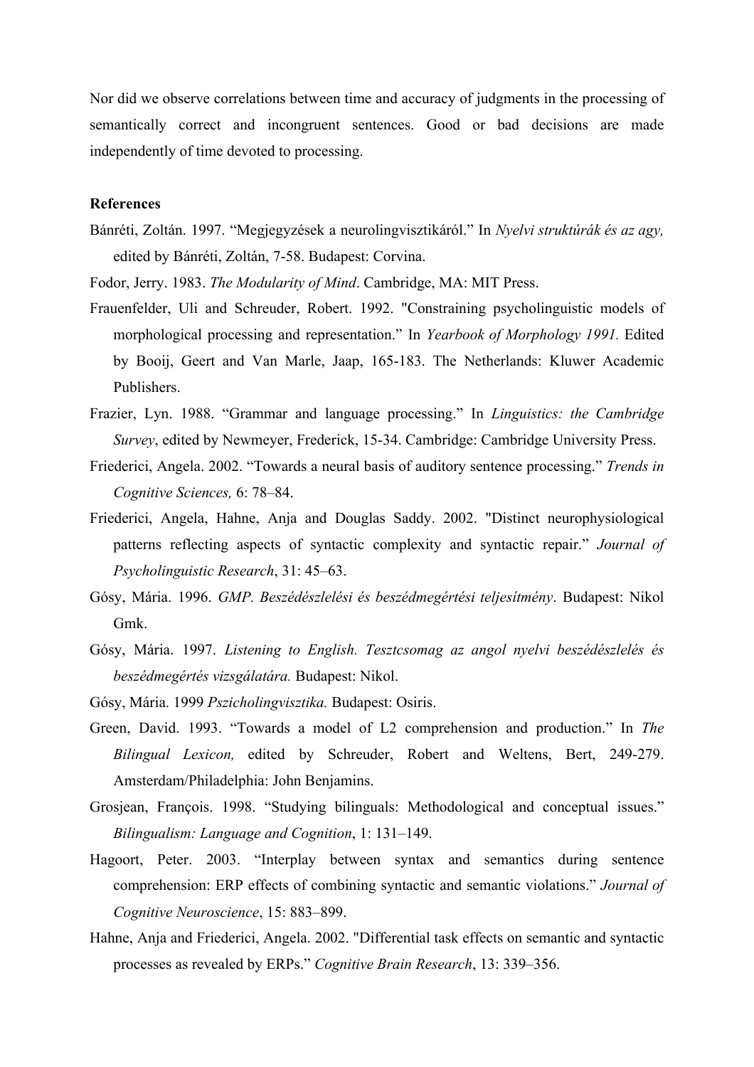Nor did we observe correlations between time and accuracy of judgments in the processing of semantically correct and incongruent sentences. Good or bad decisions are made independently of time devoted to processing.

**References**

Bánréti, Zoltán. 1997. "Megjegyzések a neurolingvisztikáról." In *Nyelvi struktúrák és az agy,* edited by Bánréti, Zoltán, 7-58. Budapest: Corvina.

Fodor, Jerry. 1983. *The Modularity of Mind*. Cambridge, MA: MIT Press.

Frauenfelder, Uli and Schreuder, Robert. 1992. "Constraining psycholinguistic models of morphological processing and representation." In *Yearbook of Morphology 1991.* Edited by Booij, Geert and Van Marle, Jaap, 165-183. The Netherlands: Kluwer Academic Publishers.

Frazier, Lyn. 1988. "Grammar and language processing." In *Linguistics: the Cambridge Survey*, edited by Newmeyer, Frederick, 15-34. Cambridge: Cambridge University Press.

Friederici, Angela. 2002. "Towards a neural basis of auditory sentence processing." *Trends in Cognitive Sciences,* 6: 78–84.

Friederici, Angela, Hahne, Anja and Douglas Saddy. 2002. "Distinct neurophysiological patterns reflecting aspects of syntactic complexity and syntactic repair." *Journal of Psycholinguistic Research*, 31: 45–63.

Gósy, Mária. 1996. *GMP. Beszédészlelési és beszédmegértési teljesítmény*. Budapest: Nikol Gmk.

Gósy, Mária. 1997. *Listening to English. Tesztcsomag az angol nyelvi beszédészlelés és beszédmegértés vizsgálatára.* Budapest: Nikol.

Gósy, Mária. 1999 *Pszicholingvisztika.* Budapest: Osiris.

Green, David. 1993. "Towards a model of L2 comprehension and production." In *The Bilingual Lexicon,* edited by Schreuder, Robert and Weltens, Bert, 249-279. Amsterdam/Philadelphia: John Benjamins.

Grosjean, François. 1998. "Studying bilinguals: Methodological and conceptual issues." *Bilingualism: Language and Cognition*, 1: 131–149.

Hagoort, Peter. 2003. "Interplay between syntax and semantics during sentence comprehension: ERP effects of combining syntactic and semantic violations." *Journal of Cognitive Neuroscience*, 15: 883–899.

Hahne, Anja and Friederici, Angela. 2002. "Differential task effects on semantic and syntactic processes as revealed by ERPs." *Cognitive Brain Research*, 13: 339–356.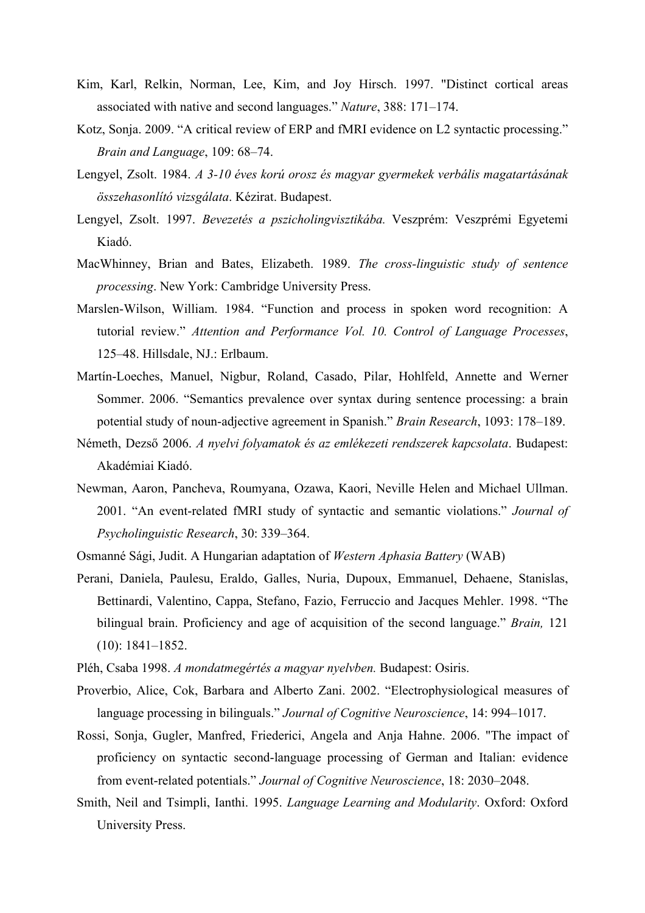Kim, Karl, Relkin, Norman, Lee, Kim, and Joy Hirsch. 1997. "Distinct cortical areas associated with native and second languages." *Nature*, 388: 171–174.

Kotz, Sonja. 2009. "A critical review of ERP and fMRI evidence on L2 syntactic processing." *Brain and Language*, 109: 68–74.

Lengyel, Zsolt. 1984. *A 3-10 éves korú orosz és magyar gyermekek verbális magatartásának összehasonlító vizsgálata*. Kézirat. Budapest.

Lengyel, Zsolt. 1997. *Bevezetés a pszicholingvisztikába.* Veszprém: Veszprémi Egyetemi Kiadó.

MacWhinney, Brian and Bates, Elizabeth. 1989. *The cross-linguistic study of sentence processing*. New York: Cambridge University Press.

Marslen-Wilson, William. 1984. "Function and process in spoken word recognition: A tutorial review." *Attention and Performance Vol. 10. Control of Language Processes*, 125–48. Hillsdale, NJ.: Erlbaum.

Martín-Loeches, Manuel, Nigbur, Roland, Casado, Pilar, Hohlfeld, Annette and Werner Sommer. 2006. "Semantics prevalence over syntax during sentence processing: a brain potential study of noun-adjective agreement in Spanish." *Brain Research*, 1093: 178–189.

Németh, Dezső 2006. *A nyelvi folyamatok és az emlékezeti rendszerek kapcsolata*. Budapest: Akadémiai Kiadó.

Newman, Aaron, Pancheva, Roumyana, Ozawa, Kaori, Neville Helen and Michael Ullman. 2001. "An event-related fMRI study of syntactic and semantic violations." *Journal of Psycholinguistic Research*, 30: 339–364.

Osmanné Sági, Judit. A Hungarian adaptation of *Western Aphasia Battery* (WAB)

Perani, Daniela, Paulesu, Eraldo, Galles, Nuria, Dupoux, Emmanuel, Dehaene, Stanislas, Bettinardi, Valentino, Cappa, Stefano, Fazio, Ferruccio and Jacques Mehler. 1998. "The bilingual brain. Proficiency and age of acquisition of the second language." *Brain,* 121 (10): 1841–1852.

Pléh, Csaba 1998. *A mondatmegértés a magyar nyelvben.* Budapest: Osiris.

Proverbio, Alice, Cok, Barbara and Alberto Zani. 2002. "Electrophysiological measures of language processing in bilinguals." *Journal of Cognitive Neuroscience*, 14: 994–1017.

Rossi, Sonja, Gugler, Manfred, Friederici, Angela and Anja Hahne. 2006. "The impact of proficiency on syntactic second-language processing of German and Italian: evidence from event-related potentials." *Journal of Cognitive Neuroscience*, 18: 2030–2048.

Smith, Neil and Tsimpli, Ianthi. 1995. *Language Learning and Modularity*. Oxford: Oxford University Press.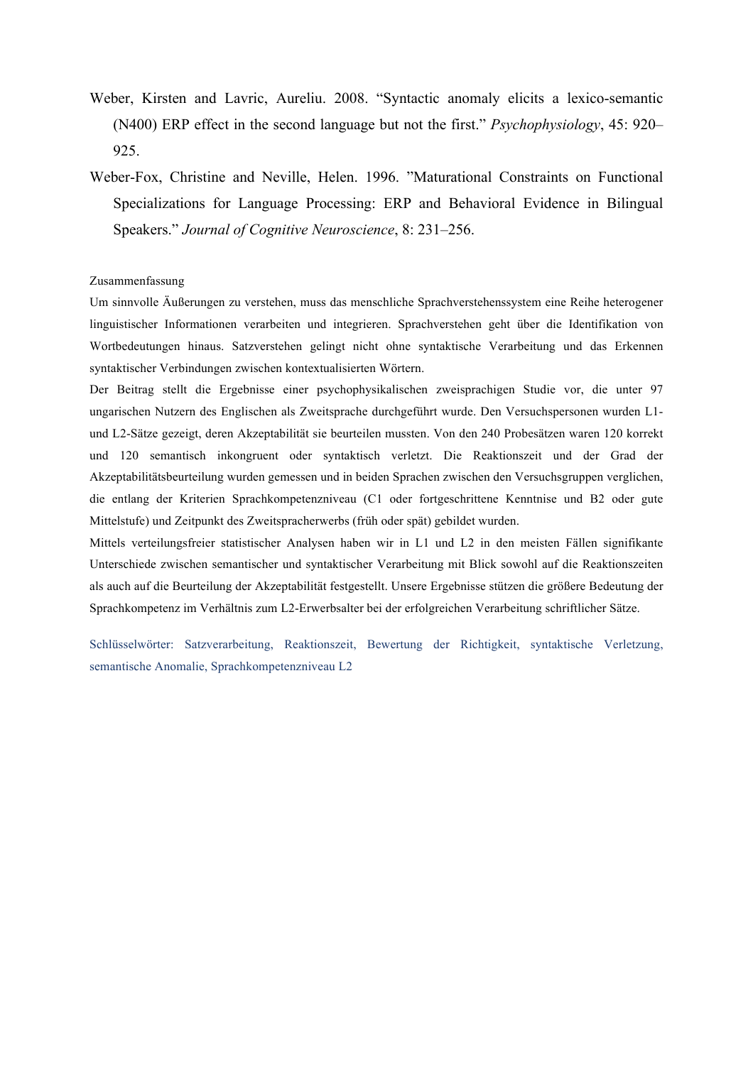Weber, Kirsten and Lavric, Aureliu. 2008. “Syntactic anomaly elicits a lexico-semantic (N400) ERP effect in the second language but not the first.” *Psychophysiology*, 45: 920–925.

Weber-Fox, Christine and Neville, Helen. 1996. ”Maturational Constraints on Functional Specializations for Language Processing: ERP and Behavioral Evidence in Bilingual Speakers.” *Journal of Cognitive Neuroscience*, 8: 231–256.

Zusammenfassung

Um sinnvolle Äußerungen zu verstehen, muss das menschliche Sprachverstehenssystem eine Reihe heterogener linguistischer Informationen verarbeiten und integrieren. Sprachverstehen geht über die Identifikation von Wortbedeutungen hinaus. Satzverstehen gelingt nicht ohne syntaktische Verarbeitung und das Erkennen syntaktischer Verbindungen zwischen kontextualisierten Wörtern.

Der Beitrag stellt die Ergebnisse einer psychophysikalischen zweisprachigen Studie vor, die unter 97 ungarischen Nutzern des Englischen als Zweitsprache durchgeführt wurde. Den Versuchspersonen wurden L1- und L2-Sätze gezeigt, deren Akzeptabilität sie beurteilen mussten. Von den 240 Probesätzen waren 120 korrekt und 120 semantisch inkongruent oder syntaktisch verletzt. Die Reaktionszeit und der Grad der Akzeptabilitätsbeurteilung wurden gemessen und in beiden Sprachen zwischen den Versuchsgruppen verglichen, die entlang der Kriterien Sprachkompetenzniveau (C1 oder fortgeschrittene Kenntnise und B2 oder gute Mittelstufe) und Zeitpunkt des Zweitspracherwerbs (früh oder spät) gebildet wurden.

Mittels verteilungsfreier statistischer Analysen haben wir in L1 und L2 in den meisten Fällen signifikante Unterschiede zwischen semantischer und syntaktischer Verarbeitung mit Blick sowohl auf die Reaktionszeiten als auch auf die Beurteilung der Akzeptabilität festgestellt. Unsere Ergebnisse stützen die größere Bedeutung der Sprachkompetenz im Verhältnis zum L2-Erwerbsalter bei der erfolgreichen Verarbeitung schriftlicher Sätze.

Schlüsselwörter: Satzverarbeitung, Reaktionszeit, Bewertung der Richtigkeit, syntaktische Verletzung, semantische Anomalie, Sprachkompetenzniveau L2